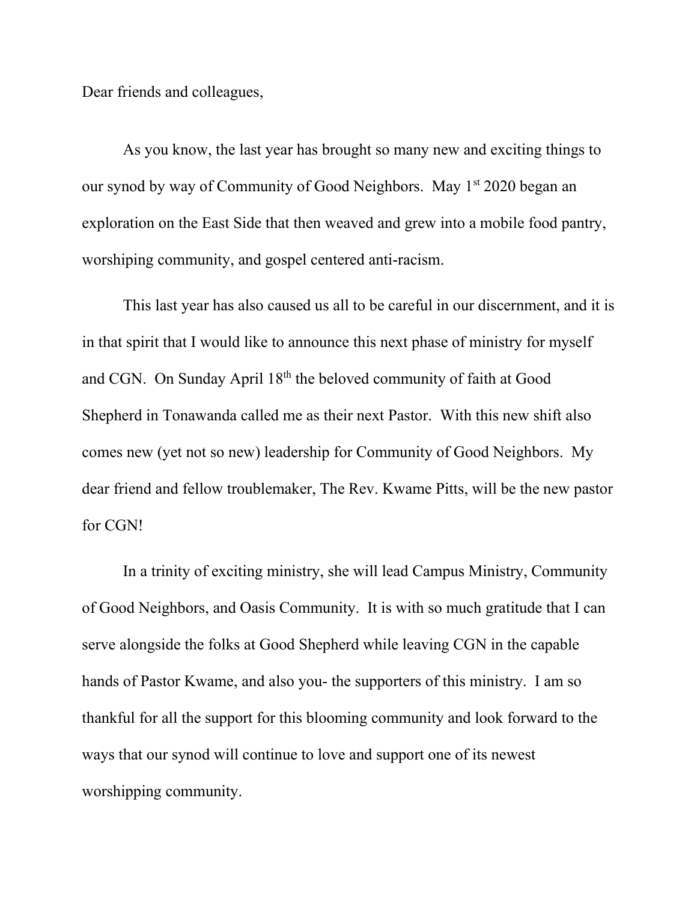Dear friends and colleagues,

As you know, the last year has brought so many new and exciting things to our synod by way of Community of Good Neighbors. May 1st 2020 began an exploration on the East Side that then weaved and grew into a mobile food pantry, worshiping community, and gospel centered anti-racism.

This last year has also caused us all to be careful in our discernment, and it is in that spirit that I would like to announce this next phase of ministry for myself and CGN. On Sunday April 18th the beloved community of faith at Good Shepherd in Tonawanda called me as their next Pastor. With this new shift also comes new (yet not so new) leadership for Community of Good Neighbors. My dear friend and fellow troublemaker, The Rev. Kwame Pitts, will be the new pastor for CGN!

In a trinity of exciting ministry, she will lead Campus Ministry, Community of Good Neighbors, and Oasis Community. It is with so much gratitude that I can serve alongside the folks at Good Shepherd while leaving CGN in the capable hands of Pastor Kwame, and also you- the supporters of this ministry. I am so thankful for all the support for this blooming community and look forward to the ways that our synod will continue to love and support one of its newest worshipping community.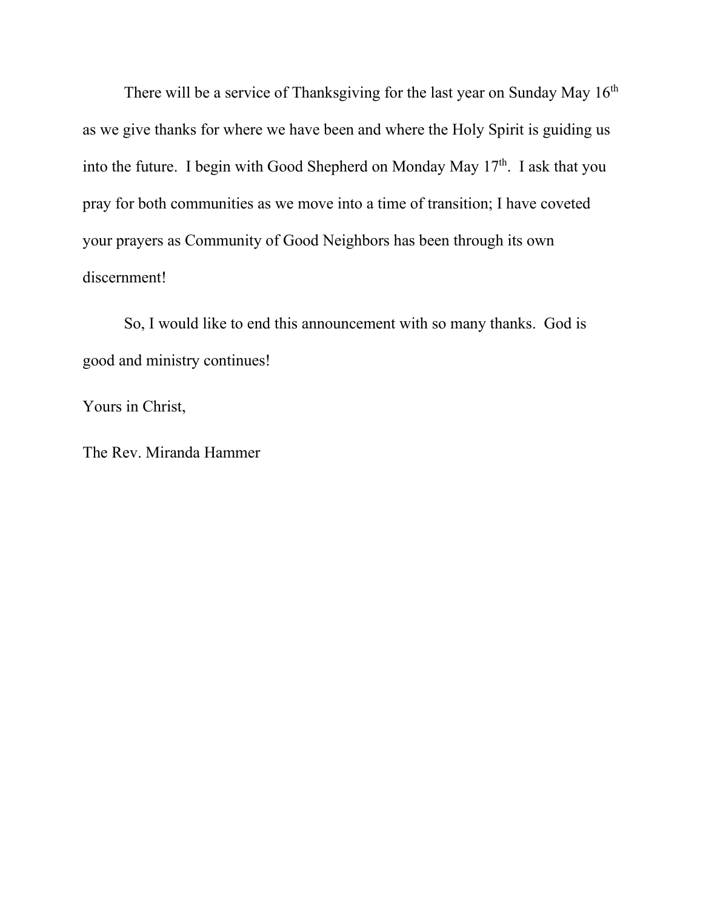There will be a service of Thanksgiving for the last year on Sunday May 16th as we give thanks for where we have been and where the Holy Spirit is guiding us into the future. I begin with Good Shepherd on Monday May 17th. I ask that you pray for both communities as we move into a time of transition; I have coveted your prayers as Community of Good Neighbors has been through its own discernment!

So, I would like to end this announcement with so many thanks. God is good and ministry continues!

Yours in Christ,

The Rev. Miranda Hammer